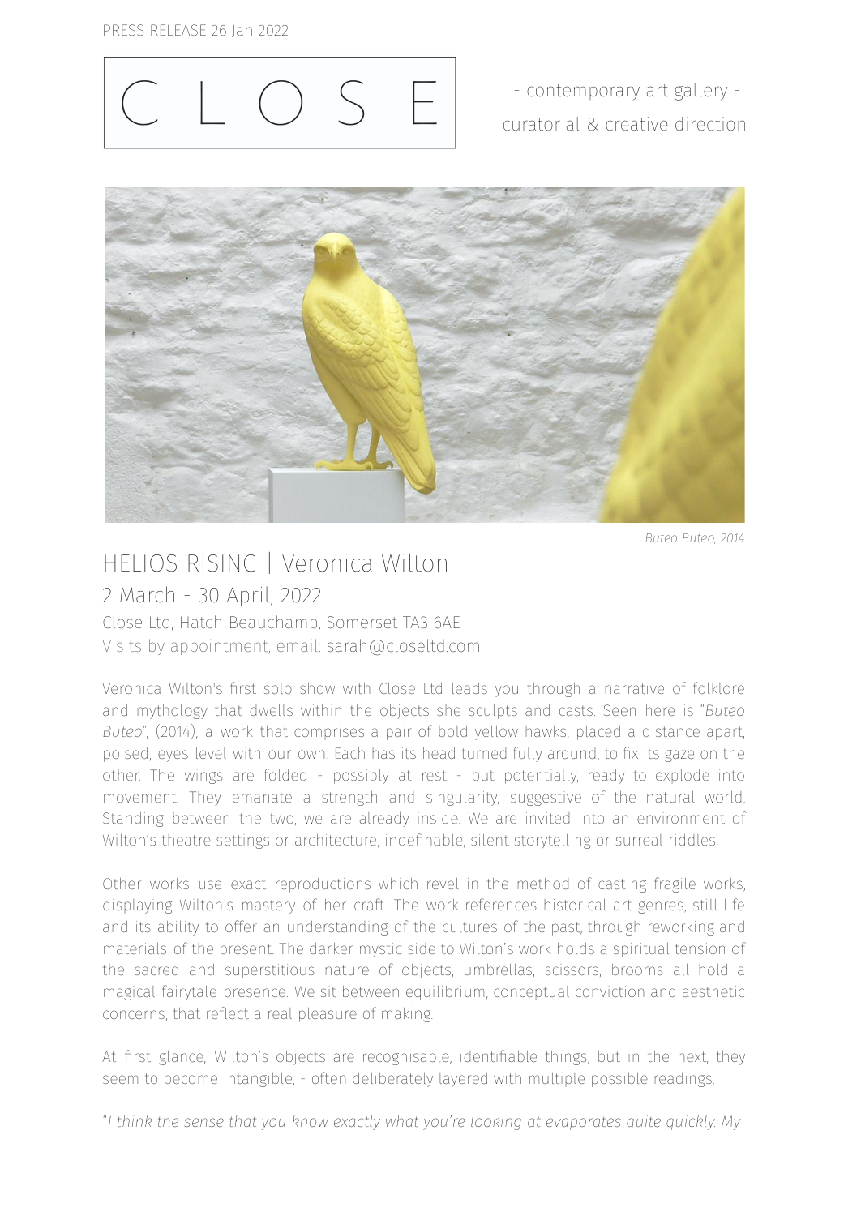PRESS RELEASE 26 Jan 2022

# C L O S E

- contemporary art gallery -
curatorial & creative direction

*Buteo Buteo, 2014*

## HELIOS RISING | Veronica Wilton

2 March - 30 April, 2022

Close Ltd, Hatch Beauchamp, Somerset TA3 6AE

Visits by appointment, email: sarah@closeltd.com

Veronica Wilton's first solo show with Close Ltd leads you through a narrative of folklore and mythology that dwells within the objects she sculpts and casts. Seen here is "*Buteo Buteo*", (2014), a work that comprises a pair of bold yellow hawks, placed a distance apart, poised, eyes level with our own. Each has its head turned fully around, to fix its gaze on the other. The wings are folded - possibly at rest - but potentially, ready to explode into movement. They emanate a strength and singularity, suggestive of the natural world. Standing between the two, we are already inside. We are invited into an environment of Wilton's theatre settings or architecture, indefinable, silent storytelling or surreal riddles.

Other works use exact reproductions which revel in the method of casting fragile works, displaying Wilton's mastery of her craft. The work references historical art genres, still life and its ability to offer an understanding of the cultures of the past, through reworking and materials of the present. The darker mystic side to Wilton's work holds a spiritual tension of the sacred and superstitious nature of objects, umbrellas, scissors, brooms all hold a magical fairytale presence. We sit between equilibrium, conceptual conviction and aesthetic concerns, that reflect a real pleasure of making.

At first glance, Wilton's objects are recognisable, identifiable things, but in the next, they seem to become intangible, - often deliberately layered with multiple possible readings.

"*I think the sense that you know exactly what you're looking at evaporates quite quickly. My*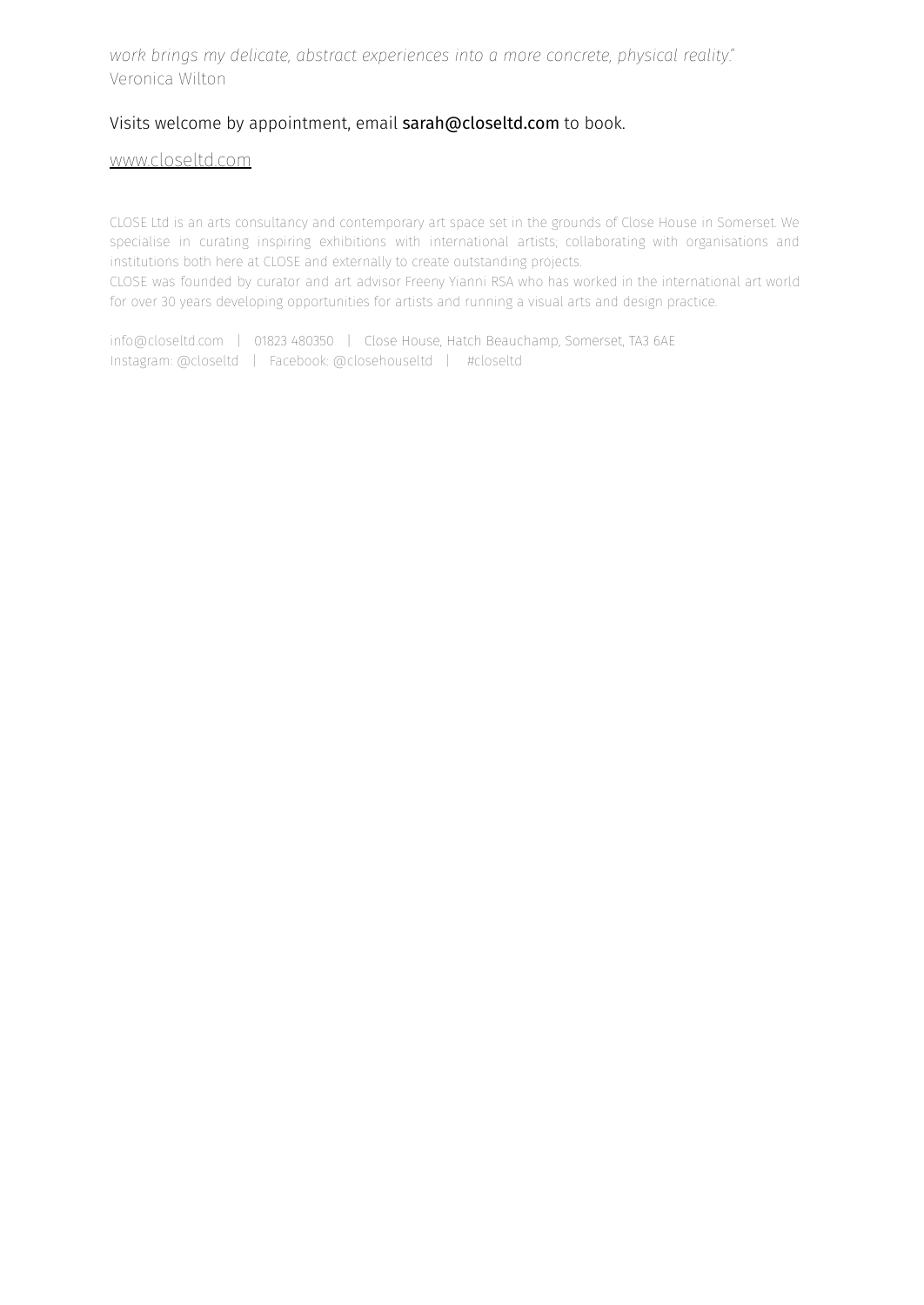*work brings my delicate, abstract experiences into a more concrete, physical reality."*
Veronica Wilton

Visits welcome by appointment, email sarah@closeltd.com to book.

www.closeltd.com

CLOSE Ltd is an arts consultancy and contemporary art space set in the grounds of Close House in Somerset. We specialise in curating inspiring exhibitions with international artists; collaborating with organisations and institutions both here at CLOSE and externally to create outstanding projects.
CLOSE was founded by curator and art advisor Freeny Yianni RSA who has worked in the international art world for over 30 years developing opportunities for artists and running a visual arts and design practice.

info@closeltd.com | 01823 480350 | Close House, Hatch Beauchamp, Somerset, TA3 6AE
Instagram: @closeltd | Facebook: @closehouseltd | #closeltd